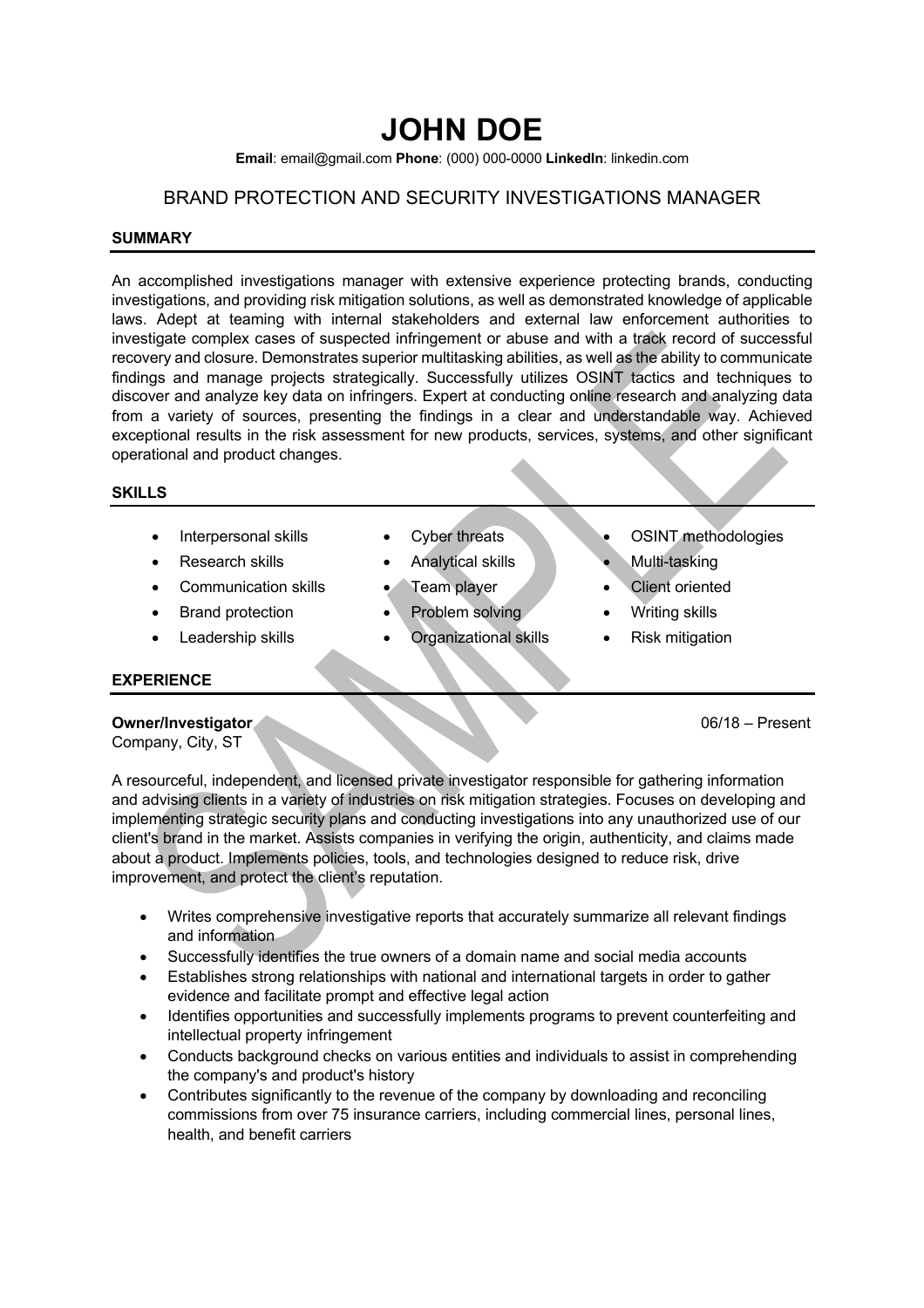# JOHN DOE

**Email**: email@gmail.com **Phone**: (000) 000-0000 **LinkedIn**: linkedin.com

## BRAND PROTECTION AND SECURITY INVESTIGATIONS MANAGER

### SUMMARY

An accomplished investigations manager with extensive experience protecting brands, conducting investigations, and providing risk mitigation solutions, as well as demonstrated knowledge of applicable laws. Adept at teaming with internal stakeholders and external law enforcement authorities to investigate complex cases of suspected infringement or abuse and with a track record of successful recovery and closure. Demonstrates superior multitasking abilities, as well as the ability to communicate findings and manage projects strategically. Successfully utilizes OSINT tactics and techniques to discover and analyze key data on infringers. Expert at conducting online research and analyzing data from a variety of sources, presenting the findings in a clear and understandable way. Achieved exceptional results in the risk assessment for new products, services, systems, and other significant operational and product changes.

### SKILLS

- Interpersonal skills
- Research skills
- Communication skills
- Brand protection
- Leadership skills
- Cyber threats
- Analytical skills
- Team player
- Problem solving
- Organizational skills
- OSINT methodologies
- Multi-tasking
- Client oriented
- Writing skills
- Risk mitigation

### EXPERIENCE

**Owner/Investigator** 06/18 – Present
Company, City, ST

A resourceful, independent, and licensed private investigator responsible for gathering information and advising clients in a variety of industries on risk mitigation strategies. Focuses on developing and implementing strategic security plans and conducting investigations into any unauthorized use of our client's brand in the market. Assists companies in verifying the origin, authenticity, and claims made about a product. Implements policies, tools, and technologies designed to reduce risk, drive improvement, and protect the client's reputation.

- Writes comprehensive investigative reports that accurately summarize all relevant findings and information
- Successfully identifies the true owners of a domain name and social media accounts
- Establishes strong relationships with national and international targets in order to gather evidence and facilitate prompt and effective legal action
- Identifies opportunities and successfully implements programs to prevent counterfeiting and intellectual property infringement
- Conducts background checks on various entities and individuals to assist in comprehending the company's and product's history
- Contributes significantly to the revenue of the company by downloading and reconciling commissions from over 75 insurance carriers, including commercial lines, personal lines, health, and benefit carriers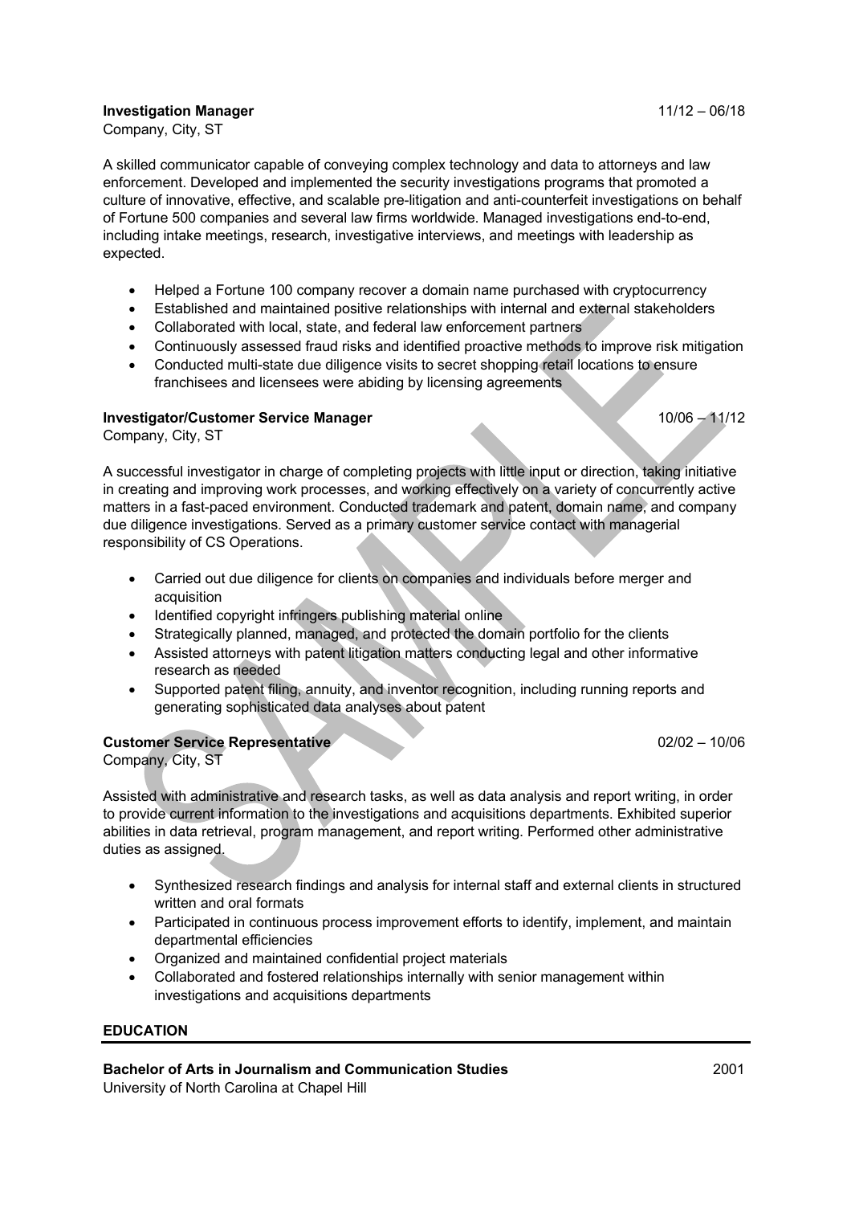**Investigation Manager** 11/12 – 06/18
Company, City, ST

A skilled communicator capable of conveying complex technology and data to attorneys and law enforcement. Developed and implemented the security investigations programs that promoted a culture of innovative, effective, and scalable pre-litigation and anti-counterfeit investigations on behalf of Fortune 500 companies and several law firms worldwide. Managed investigations end-to-end, including intake meetings, research, investigative interviews, and meetings with leadership as expected.

- Helped a Fortune 100 company recover a domain name purchased with cryptocurrency
- Established and maintained positive relationships with internal and external stakeholders
- Collaborated with local, state, and federal law enforcement partners
- Continuously assessed fraud risks and identified proactive methods to improve risk mitigation
- Conducted multi-state due diligence visits to secret shopping retail locations to ensure franchisees and licensees were abiding by licensing agreements

**Investigator/Customer Service Manager** 10/06 – 11/12
Company, City, ST

A successful investigator in charge of completing projects with little input or direction, taking initiative in creating and improving work processes, and working effectively on a variety of concurrently active matters in a fast-paced environment. Conducted trademark and patent, domain name, and company due diligence investigations. Served as a primary customer service contact with managerial responsibility of CS Operations.

- Carried out due diligence for clients on companies and individuals before merger and acquisition
- Identified copyright infringers publishing material online
- Strategically planned, managed, and protected the domain portfolio for the clients
- Assisted attorneys with patent litigation matters conducting legal and other informative research as needed
- Supported patent filing, annuity, and inventor recognition, including running reports and generating sophisticated data analyses about patent

**Customer Service Representative** 02/02 – 10/06
Company, City, ST

Assisted with administrative and research tasks, as well as data analysis and report writing, in order to provide current information to the investigations and acquisitions departments. Exhibited superior abilities in data retrieval, program management, and report writing. Performed other administrative duties as assigned.

- Synthesized research findings and analysis for internal staff and external clients in structured written and oral formats
- Participated in continuous process improvement efforts to identify, implement, and maintain departmental efficiencies
- Organized and maintained confidential project materials
- Collaborated and fostered relationships internally with senior management within investigations and acquisitions departments

## EDUCATION

**Bachelor of Arts in Journalism and Communication Studies** 2001
University of North Carolina at Chapel Hill